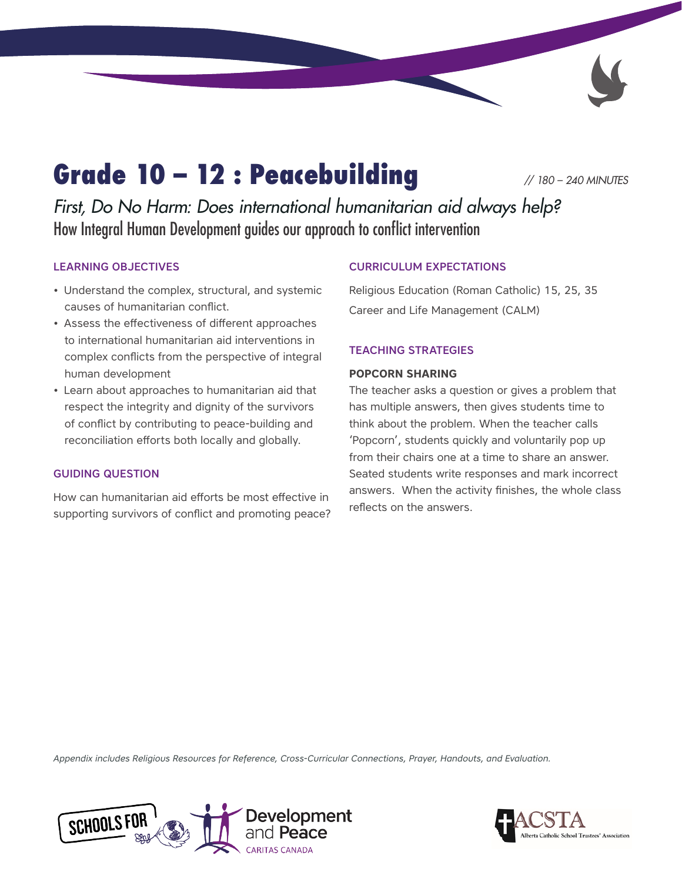# Grade 10 – 12 : Peacebuilding

// 180 – 240 MINUTES

*First, Do No Harm: Does international humanitarian aid always help?*

How Integral Human Development guides our approach to conflict intervention

## LEARNING OBJECTIVES

- Understand the complex, structural, and systemic causes of humanitarian conflict.
- Assess the effectiveness of different approaches to international humanitarian aid interventions in complex conflicts from the perspective of integral human development
- Learn about approaches to humanitarian aid that respect the integrity and dignity of the survivors of conflict by contributing to peace-building and reconciliation efforts both locally and globally.

## GUIDING QUESTION

How can humanitarian aid efforts be most effective in supporting survivors of conflict and promoting peace?

## CURRICULUM EXPECTATIONS

Religious Education (Roman Catholic) 15, 25, 35

Career and Life Management (CALM)

## TEACHING STRATEGIES

**POPCORN SHARING**

The teacher asks a question or gives a problem that has multiple answers, then gives students time to think about the problem. When the teacher calls 'Popcorn', students quickly and voluntarily pop up from their chairs one at a time to share an answer. Seated students write responses and mark incorrect answers. When the activity finishes, the whole class reflects on the answers.

*Appendix includes Religious Resources for Reference, Cross-Curricular Connections, Prayer, Handouts, and Evaluation.*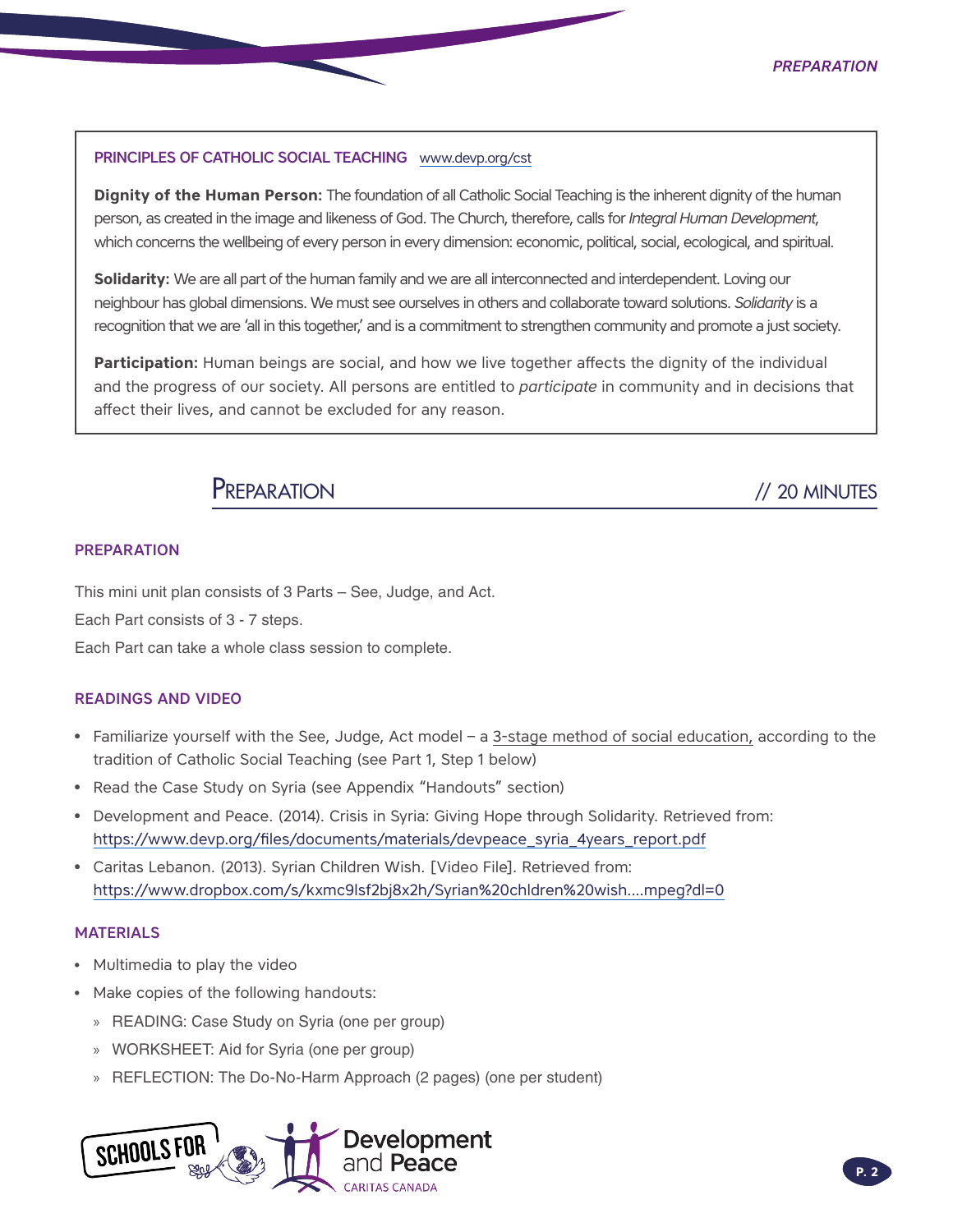**PRINCIPLES OF CATHOLIC SOCIAL TEACHING** www.devp.org/cst

**Dignity of the Human Person:** The foundation of all Catholic Social Teaching is the inherent dignity of the human person, as created in the image and likeness of God. The Church, therefore, calls for *Integral Human Development*, which concerns the wellbeing of every person in every dimension: economic, political, social, ecological, and spiritual.

**Solidarity:** We are all part of the human family and we are all interconnected and interdependent. Loving our neighbour has global dimensions. We must see ourselves in others and collaborate toward solutions. *Solidarity* is a recognition that we are 'all in this together,' and is a commitment to strengthen community and promote a just society.

**Participation:** Human beings are social, and how we live together affects the dignity of the individual and the progress of our society. All persons are entitled to *participate* in community and in decisions that affect their lives, and cannot be excluded for any reason.

## Preparation // 20 MINUTES

### PREPARATION

This mini unit plan consists of 3 Parts – See, Judge, and Act.

Each Part consists of 3 - 7 steps.

Each Part can take a whole class session to complete.

### READINGS AND VIDEO

- Familiarize yourself with the See, Judge, Act model – a 3-stage method of social education, according to the tradition of Catholic Social Teaching (see Part 1, Step 1 below)
- Read the Case Study on Syria (see Appendix "Handouts" section)
- Development and Peace. (2014). Crisis in Syria: Giving Hope through Solidarity. Retrieved from: https://www.devp.org/files/documents/materials/devpeace_syria_4years_report.pdf
- Caritas Lebanon. (2013). Syrian Children Wish. [Video File]. Retrieved from: https://www.dropbox.com/s/kxmc9lsf2bj8x2h/Syrian%20chldren%20wish....mpeg?dl=0

### MATERIALS

- Multimedia to play the video
- Make copies of the following handouts:
  - READING: Case Study on Syria (one per group)
  - WORKSHEET: Aid for Syria (one per group)
  - REFLECTION: The Do-No-Harm Approach (2 pages) (one per student)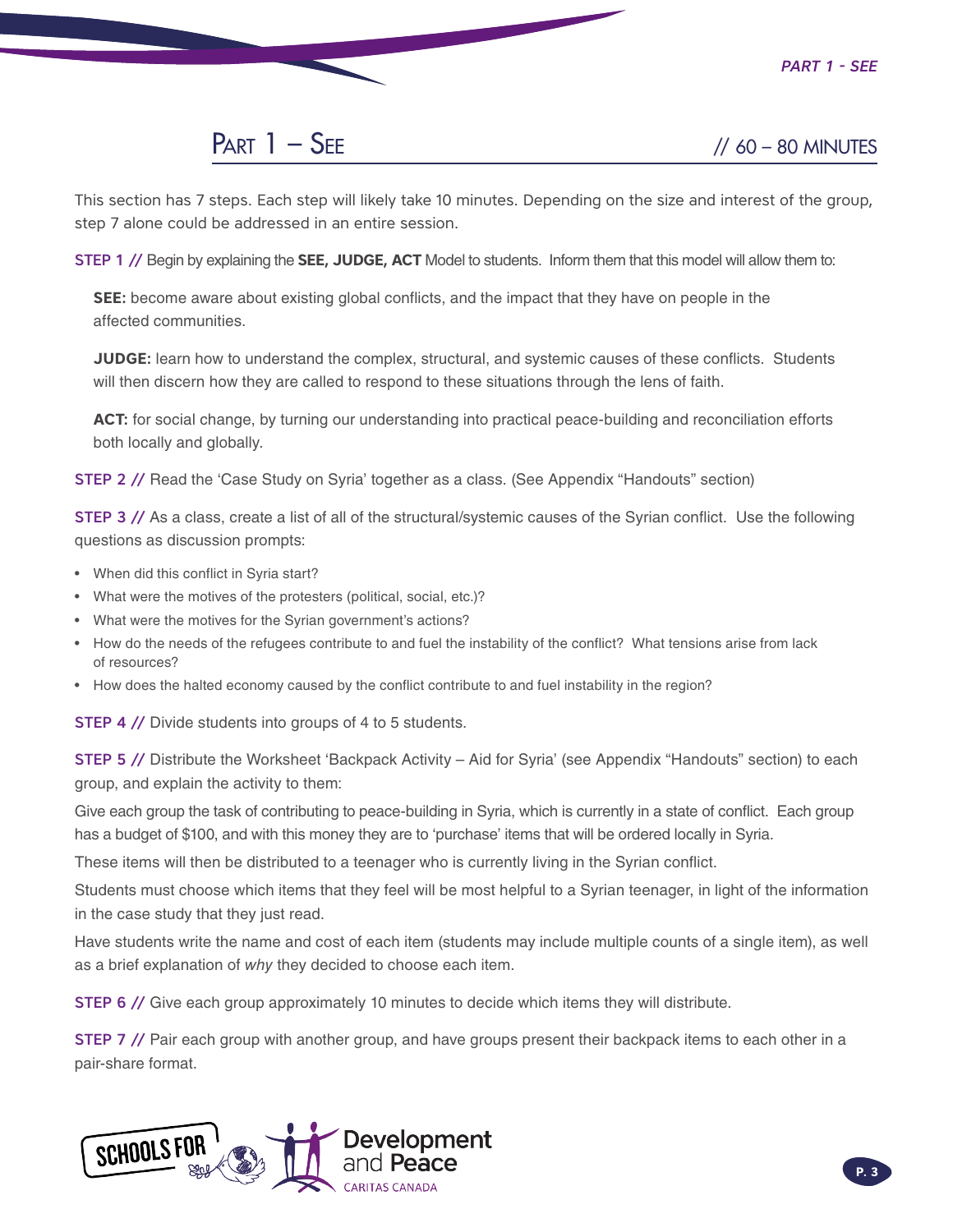## PART 1 – SEE // 60 – 80 MINUTES

This section has 7 steps. Each step will likely take 10 minutes. Depending on the size and interest of the group, step 7 alone could be addressed in an entire session.

**STEP 1 //** Begin by explaining the **SEE, JUDGE, ACT** Model to students. Inform them that this model will allow them to:

**SEE:** become aware about existing global conflicts, and the impact that they have on people in the affected communities.

**JUDGE:** learn how to understand the complex, structural, and systemic causes of these conflicts. Students will then discern how they are called to respond to these situations through the lens of faith.

**ACT:** for social change, by turning our understanding into practical peace-building and reconciliation efforts both locally and globally.

**STEP 2 //** Read the 'Case Study on Syria' together as a class. (See Appendix "Handouts" section)

**STEP 3 //** As a class, create a list of all of the structural/systemic causes of the Syrian conflict. Use the following questions as discussion prompts:

- When did this conflict in Syria start?
- What were the motives of the protesters (political, social, etc.)?
- What were the motives for the Syrian government's actions?
- How do the needs of the refugees contribute to and fuel the instability of the conflict? What tensions arise from lack of resources?
- How does the halted economy caused by the conflict contribute to and fuel instability in the region?

**STEP 4 //** Divide students into groups of 4 to 5 students.

**STEP 5 //** Distribute the Worksheet 'Backpack Activity – Aid for Syria' (see Appendix "Handouts" section) to each group, and explain the activity to them:

Give each group the task of contributing to peace-building in Syria, which is currently in a state of conflict. Each group has a budget of $100, and with this money they are to 'purchase' items that will be ordered locally in Syria.

These items will then be distributed to a teenager who is currently living in the Syrian conflict.

Students must choose which items that they feel will be most helpful to a Syrian teenager, in light of the information in the case study that they just read.

Have students write the name and cost of each item (students may include multiple counts of a single item), as well as a brief explanation of *why* they decided to choose each item.

**STEP 6 //** Give each group approximately 10 minutes to decide which items they will distribute.

**STEP 7 //** Pair each group with another group, and have groups present their backpack items to each other in a pair-share format.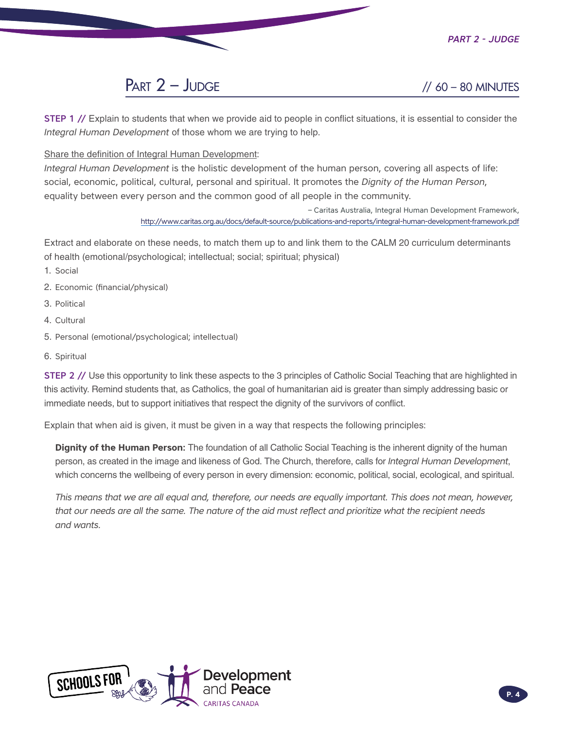## Part 2 – Judge // 60 – 80 MINUTES

**STEP 1 //** Explain to students that when we provide aid to people in conflict situations, it is essential to consider the *Integral Human Development* of those whom we are trying to help.

Share the definition of Integral Human Development:

*Integral Human Development* is the holistic development of the human person, covering all aspects of life: social, economic, political, cultural, personal and spiritual. It promotes the *Dignity of the Human Person*, equality between every person and the common good of all people in the community.

– Caritas Australia, Integral Human Development Framework, http://www.caritas.org.au/docs/default-source/publications-and-reports/integral-human-development-framework.pdf

Extract and elaborate on these needs, to match them up to and link them to the CALM 20 curriculum determinants of health (emotional/psychological; intellectual; social; spiritual; physical)

1. Social
2. Economic (financial/physical)
3. Political
4. Cultural
5. Personal (emotional/psychological; intellectual)
6. Spiritual

**STEP 2 //** Use this opportunity to link these aspects to the 3 principles of Catholic Social Teaching that are highlighted in this activity. Remind students that, as Catholics, the goal of humanitarian aid is greater than simply addressing basic or immediate needs, but to support initiatives that respect the dignity of the survivors of conflict.

Explain that when aid is given, it must be given in a way that respects the following principles:

**Dignity of the Human Person:** The foundation of all Catholic Social Teaching is the inherent dignity of the human person, as created in the image and likeness of God. The Church, therefore, calls for *Integral Human Development*, which concerns the wellbeing of every person in every dimension: economic, political, social, ecological, and spiritual.

*This means that we are all equal and, therefore, our needs are equally important. This does not mean, however, that our needs are all the same. The nature of the aid must reflect and prioritize what the recipient needs and wants.*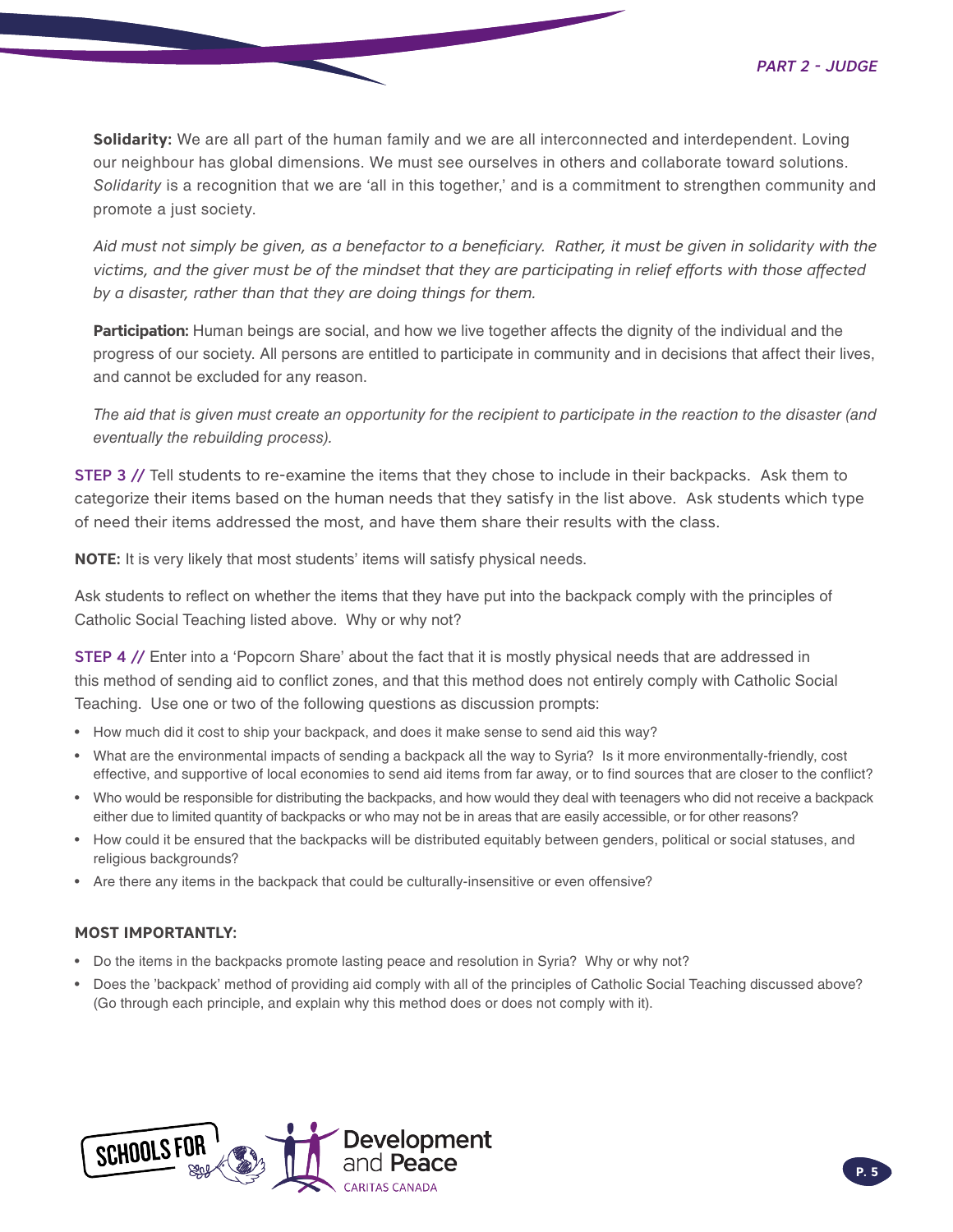**Solidarity:** We are all part of the human family and we are all interconnected and interdependent. Loving our neighbour has global dimensions. We must see ourselves in others and collaborate toward solutions. *Solidarity* is a recognition that we are 'all in this together,' and is a commitment to strengthen community and promote a just society.

*Aid must not simply be given, as a benefactor to a beneficiary. Rather, it must be given in solidarity with the victims, and the giver must be of the mindset that they are participating in relief efforts with those affected by a disaster, rather than that they are doing things for them.*

**Participation:** Human beings are social, and how we live together affects the dignity of the individual and the progress of our society. All persons are entitled to participate in community and in decisions that affect their lives, and cannot be excluded for any reason.

*The aid that is given must create an opportunity for the recipient to participate in the reaction to the disaster (and eventually the rebuilding process).*

STEP 3 // Tell students to re-examine the items that they chose to include in their backpacks. Ask them to categorize their items based on the human needs that they satisfy in the list above. Ask students which type of need their items addressed the most, and have them share their results with the class.

**NOTE:** It is very likely that most students' items will satisfy physical needs.

Ask students to reflect on whether the items that they have put into the backpack comply with the principles of Catholic Social Teaching listed above. Why or why not?

STEP 4 // Enter into a 'Popcorn Share' about the fact that it is mostly physical needs that are addressed in this method of sending aid to conflict zones, and that this method does not entirely comply with Catholic Social Teaching. Use one or two of the following questions as discussion prompts:

- How much did it cost to ship your backpack, and does it make sense to send aid this way?
- What are the environmental impacts of sending a backpack all the way to Syria? Is it more environmentally-friendly, cost effective, and supportive of local economies to send aid items from far away, or to find sources that are closer to the conflict?
- Who would be responsible for distributing the backpacks, and how would they deal with teenagers who did not receive a backpack either due to limited quantity of backpacks or who may not be in areas that are easily accessible, or for other reasons?
- How could it be ensured that the backpacks will be distributed equitably between genders, political or social statuses, and religious backgrounds?
- Are there any items in the backpack that could be culturally-insensitive or even offensive?

**MOST IMPORTANTLY:**

- Do the items in the backpacks promote lasting peace and resolution in Syria? Why or why not?
- Does the 'backpack' method of providing aid comply with all of the principles of Catholic Social Teaching discussed above? (Go through each principle, and explain why this method does or does not comply with it).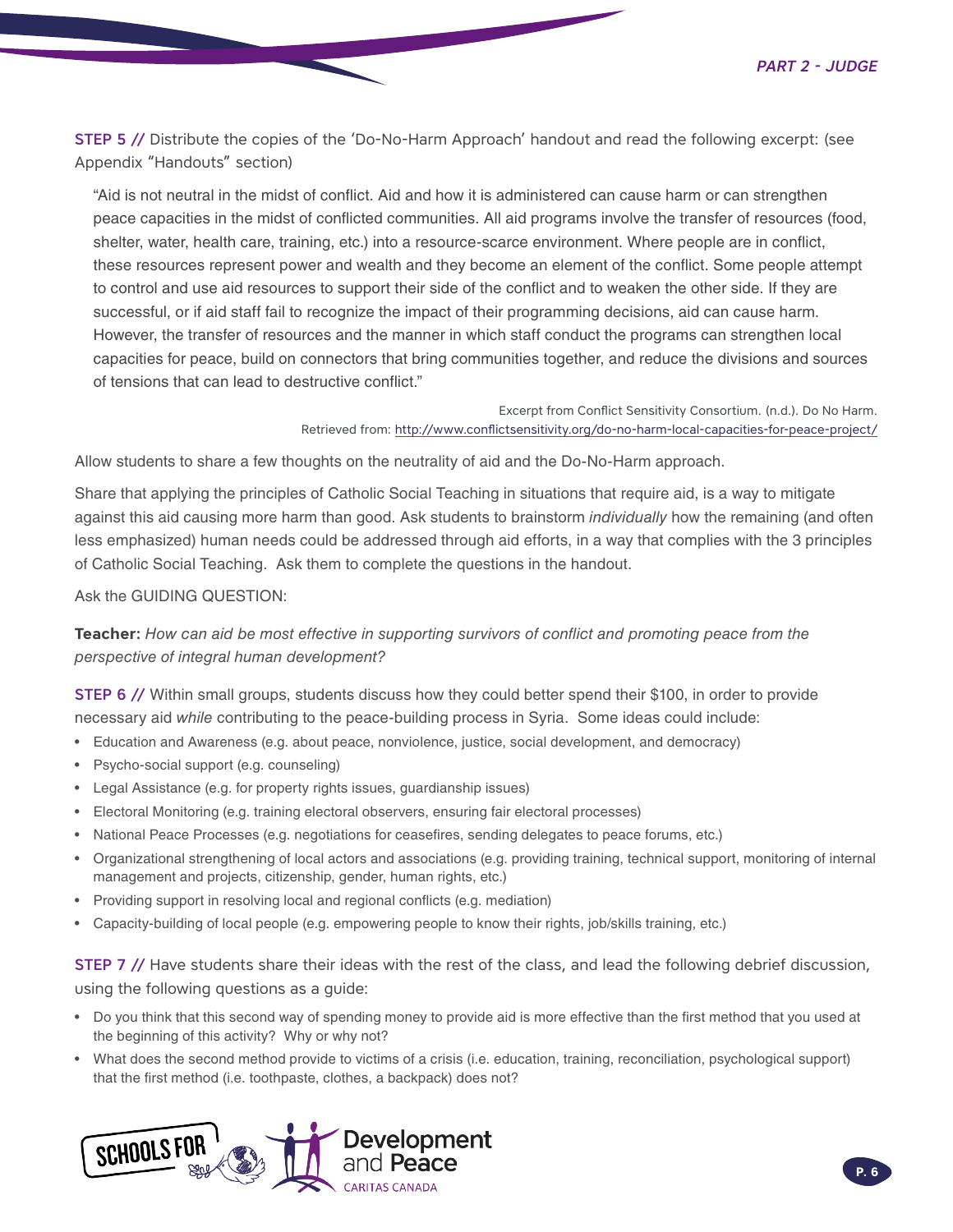**STEP 5 //** Distribute the copies of the 'Do-No-Harm Approach' handout and read the following excerpt: (see Appendix "Handouts" section)

> "Aid is not neutral in the midst of conflict. Aid and how it is administered can cause harm or can strengthen peace capacities in the midst of conflicted communities. All aid programs involve the transfer of resources (food, shelter, water, health care, training, etc.) into a resource-scarce environment. Where people are in conflict, these resources represent power and wealth and they become an element of the conflict. Some people attempt to control and use aid resources to support their side of the conflict and to weaken the other side. If they are successful, or if aid staff fail to recognize the impact of their programming decisions, aid can cause harm. However, the transfer of resources and the manner in which staff conduct the programs can strengthen local capacities for peace, build on connectors that bring communities together, and reduce the divisions and sources of tensions that can lead to destructive conflict."
>
> Excerpt from Conflict Sensitivity Consortium. (n.d.). Do No Harm. Retrieved from: http://www.conflictsensitivity.org/do-no-harm-local-capacities-for-peace-project/

Allow students to share a few thoughts on the neutrality of aid and the Do-No-Harm approach.

Share that applying the principles of Catholic Social Teaching in situations that require aid, is a way to mitigate against this aid causing more harm than good. Ask students to brainstorm *individually* how the remaining (and often less emphasized) human needs could be addressed through aid efforts, in a way that complies with the 3 principles of Catholic Social Teaching. Ask them to complete the questions in the handout.

Ask the GUIDING QUESTION:

**Teacher:** *How can aid be most effective in supporting survivors of conflict and promoting peace from the perspective of integral human development?*

**STEP 6 //** Within small groups, students discuss how they could better spend their $100, in order to provide necessary aid *while* contributing to the peace-building process in Syria. Some ideas could include:

- Education and Awareness (e.g. about peace, nonviolence, justice, social development, and democracy)
- Psycho-social support (e.g. counseling)
- Legal Assistance (e.g. for property rights issues, guardianship issues)
- Electoral Monitoring (e.g. training electoral observers, ensuring fair electoral processes)
- National Peace Processes (e.g. negotiations for ceasefires, sending delegates to peace forums, etc.)
- Organizational strengthening of local actors and associations (e.g. providing training, technical support, monitoring of internal management and projects, citizenship, gender, human rights, etc.)
- Providing support in resolving local and regional conflicts (e.g. mediation)
- Capacity-building of local people (e.g. empowering people to know their rights, job/skills training, etc.)

**STEP 7 //** Have students share their ideas with the rest of the class, and lead the following debrief discussion, using the following questions as a guide:

- Do you think that this second way of spending money to provide aid is more effective than the first method that you used at the beginning of this activity? Why or why not?
- What does the second method provide to victims of a crisis (i.e. education, training, reconciliation, psychological support) that the first method (i.e. toothpaste, clothes, a backpack) does not?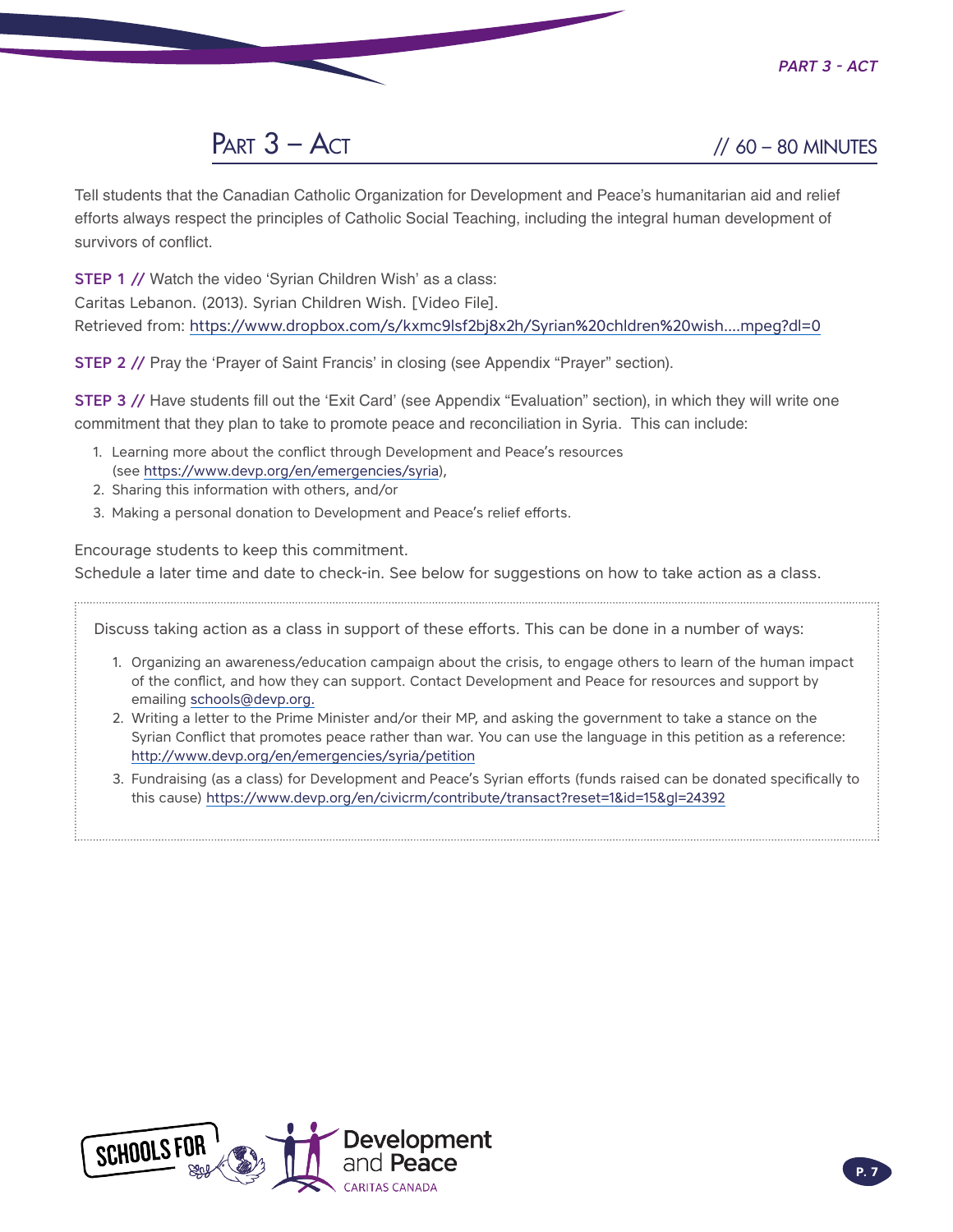# Part 3 – Act

// 60 – 80 MINUTES

Tell students that the Canadian Catholic Organization for Development and Peace's humanitarian aid and relief efforts always respect the principles of Catholic Social Teaching, including the integral human development of survivors of conflict.

**STEP 1 //** Watch the video 'Syrian Children Wish' as a class:
Caritas Lebanon. (2013). Syrian Children Wish. [Video File].
Retrieved from: https://www.dropbox.com/s/kxmc9lsf2bj8x2h/Syrian%20chldren%20wish....mpeg?dl=0

**STEP 2 //** Pray the 'Prayer of Saint Francis' in closing (see Appendix "Prayer" section).

**STEP 3 //** Have students fill out the 'Exit Card' (see Appendix "Evaluation" section), in which they will write one commitment that they plan to take to promote peace and reconciliation in Syria. This can include:

1. Learning more about the conflict through Development and Peace's resources (see https://www.devp.org/en/emergencies/syria),
2. Sharing this information with others, and/or
3. Making a personal donation to Development and Peace's relief efforts.

Encourage students to keep this commitment.
Schedule a later time and date to check-in. See below for suggestions on how to take action as a class.

Discuss taking action as a class in support of these efforts. This can be done in a number of ways:

1. Organizing an awareness/education campaign about the crisis, to engage others to learn of the human impact of the conflict, and how they can support. Contact Development and Peace for resources and support by emailing schools@devp.org.
2. Writing a letter to the Prime Minister and/or their MP, and asking the government to take a stance on the Syrian Conflict that promotes peace rather than war. You can use the language in this petition as a reference: http://www.devp.org/en/emergencies/syria/petition
3. Fundraising (as a class) for Development and Peace's Syrian efforts (funds raised can be donated specifically to this cause) https://www.devp.org/en/civicrm/contribute/transact?reset=1&id=15&gl=24392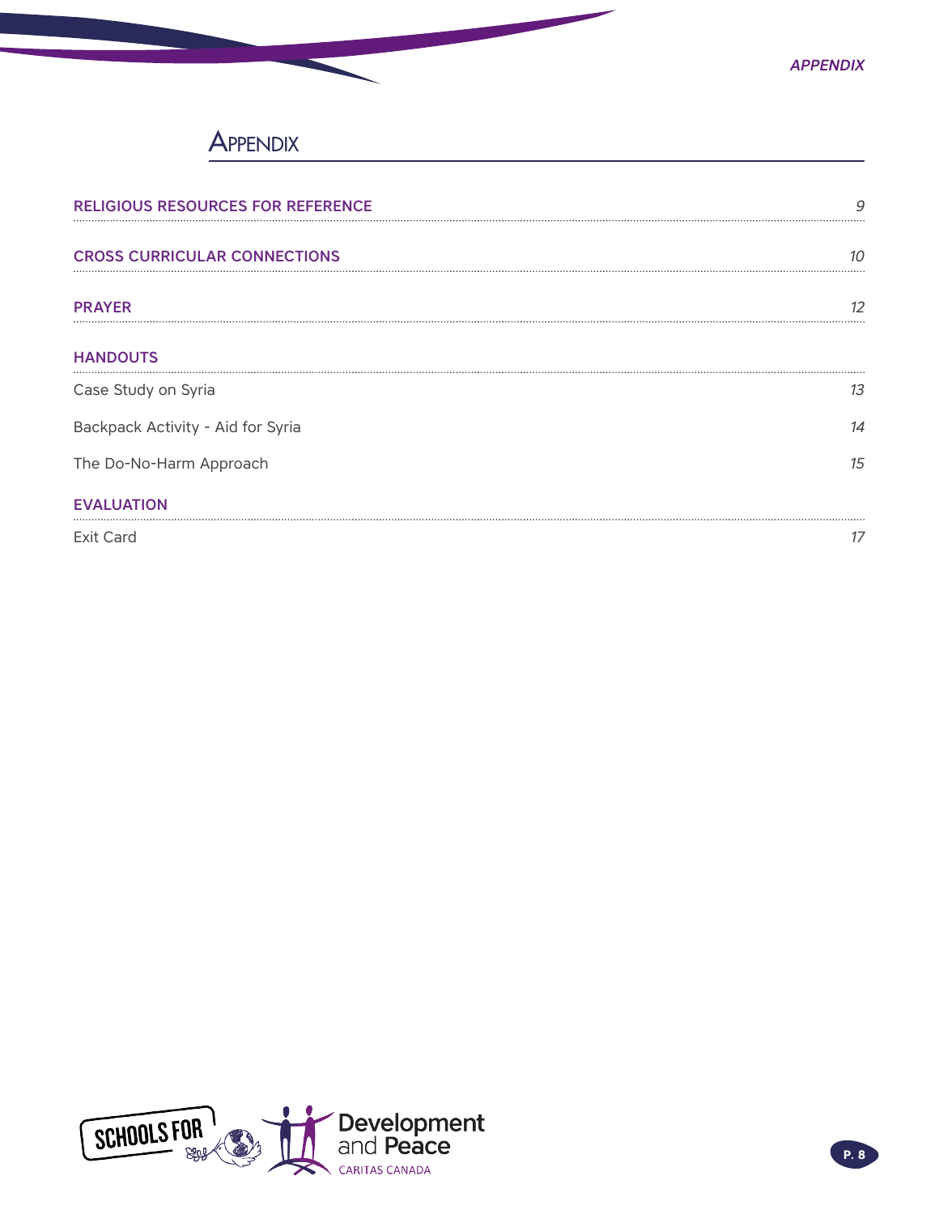# Appendix

| | |
|---|---|
| **RELIGIOUS RESOURCES FOR REFERENCE** | *9* |
| **CROSS CURRICULAR CONNECTIONS** | *10* |
| **PRAYER** | *12* |
| **HANDOUTS** | |
| Case Study on Syria | *13* |
| Backpack Activity - Aid for Syria | *14* |
| The Do-No-Harm Approach | *15* |
| **EVALUATION** | |
| Exit Card | *17* |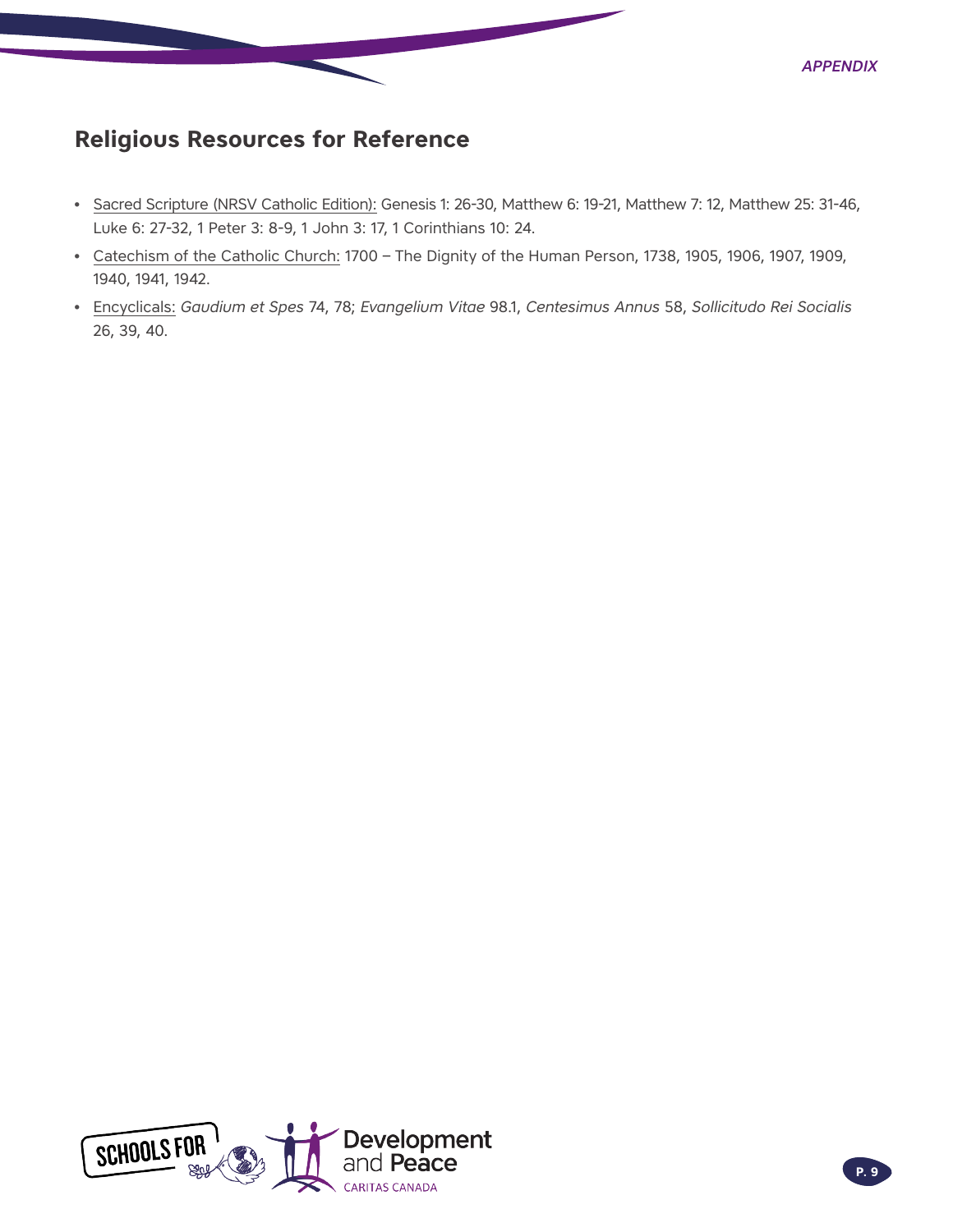## Religious Resources for Reference

- Sacred Scripture (NRSV Catholic Edition): Genesis 1: 26-30, Matthew 6: 19-21, Matthew 7: 12, Matthew 25: 31-46, Luke 6: 27-32, 1 Peter 3: 8-9, 1 John 3: 17, 1 Corinthians 10: 24.
- Catechism of the Catholic Church: 1700 – The Dignity of the Human Person, 1738, 1905, 1906, 1907, 1909, 1940, 1941, 1942.
- Encyclicals: *Gaudium et Spes* 74, 78; *Evangelium Vitae* 98.1, *Centesimus Annus* 58, *Sollicitudo Rei Socialis* 26, 39, 40.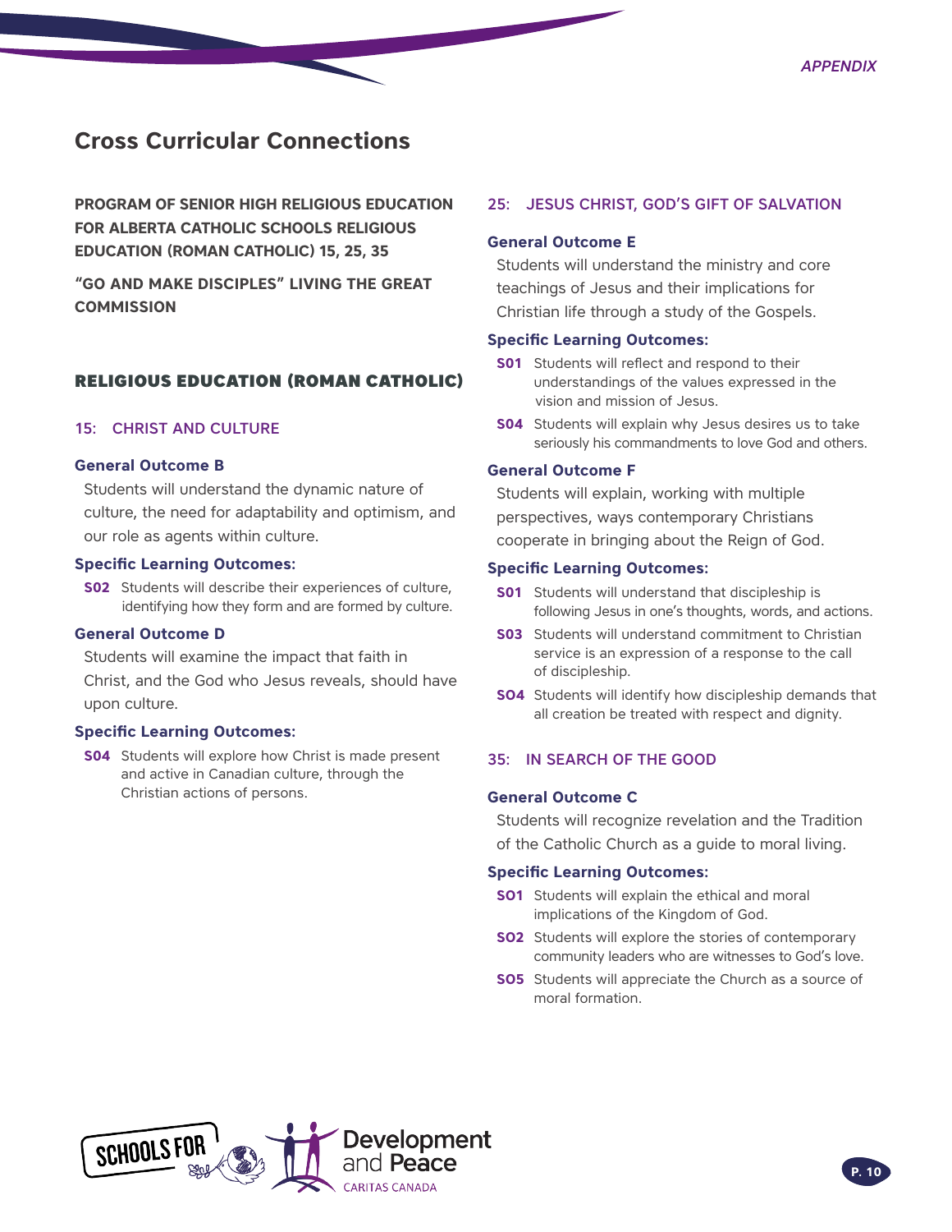# Cross Curricular Connections

**PROGRAM OF SENIOR HIGH RELIGIOUS EDUCATION FOR ALBERTA CATHOLIC SCHOOLS RELIGIOUS EDUCATION (ROMAN CATHOLIC) 15, 25, 35**

**"GO AND MAKE DISCIPLES" LIVING THE GREAT COMMISSION**

## RELIGIOUS EDUCATION (ROMAN CATHOLIC)

### 15: CHRIST AND CULTURE

**General Outcome B**

Students will understand the dynamic nature of culture, the need for adaptability and optimism, and our role as agents within culture.

**Specific Learning Outcomes:**

- **S02** Students will describe their experiences of culture, identifying how they form and are formed by culture.

**General Outcome D**

Students will examine the impact that faith in Christ, and the God who Jesus reveals, should have upon culture.

**Specific Learning Outcomes:**

- **S04** Students will explore how Christ is made present and active in Canadian culture, through the Christian actions of persons.

### 25: JESUS CHRIST, GOD'S GIFT OF SALVATION

**General Outcome E**

Students will understand the ministry and core teachings of Jesus and their implications for Christian life through a study of the Gospels.

**Specific Learning Outcomes:**

- **S01** Students will reflect and respond to their understandings of the values expressed in the vision and mission of Jesus.
- **S04** Students will explain why Jesus desires us to take seriously his commandments to love God and others.

**General Outcome F**

Students will explain, working with multiple perspectives, ways contemporary Christians cooperate in bringing about the Reign of God.

**Specific Learning Outcomes:**

- **S01** Students will understand that discipleship is following Jesus in one's thoughts, words, and actions.
- **S03** Students will understand commitment to Christian service is an expression of a response to the call of discipleship.
- **S04** Students will identify how discipleship demands that all creation be treated with respect and dignity.

### 35: IN SEARCH OF THE GOOD

**General Outcome C**

Students will recognize revelation and the Tradition of the Catholic Church as a guide to moral living.

**Specific Learning Outcomes:**

- **S01** Students will explain the ethical and moral implications of the Kingdom of God.
- **S02** Students will explore the stories of contemporary community leaders who are witnesses to God's love.
- **S05** Students will appreciate the Church as a source of moral formation.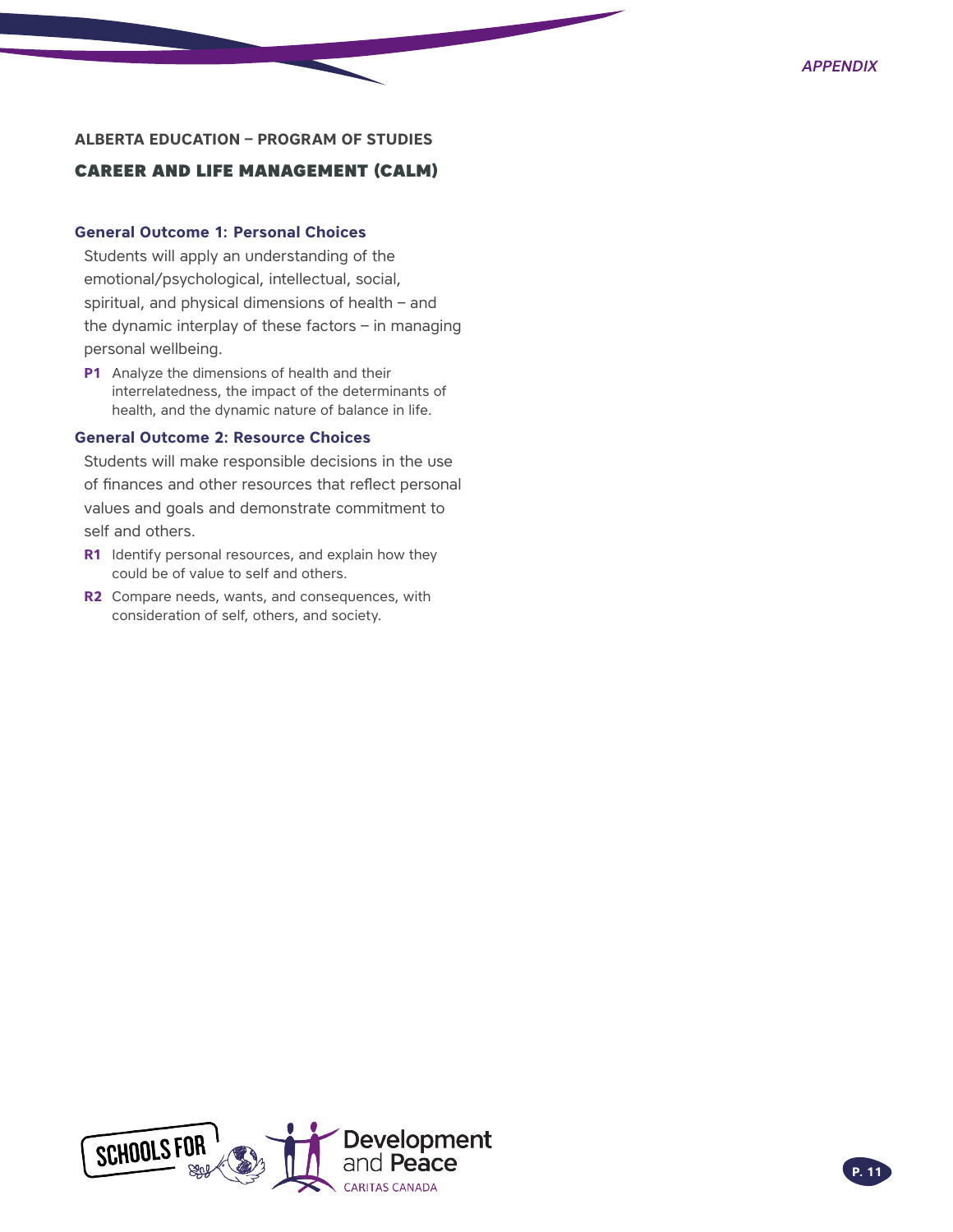## ALBERTA EDUCATION – PROGRAM OF STUDIES

## CAREER AND LIFE MANAGEMENT (CALM)

### General Outcome 1: Personal Choices

Students will apply an understanding of the emotional/psychological, intellectual, social, spiritual, and physical dimensions of health – and the dynamic interplay of these factors – in managing personal wellbeing.

**P1** Analyze the dimensions of health and their interrelatedness, the impact of the determinants of health, and the dynamic nature of balance in life.

### General Outcome 2: Resource Choices

Students will make responsible decisions in the use of finances and other resources that reflect personal values and goals and demonstrate commitment to self and others.

**R1** Identify personal resources, and explain how they could be of value to self and others.

**R2** Compare needs, wants, and consequences, with consideration of self, others, and society.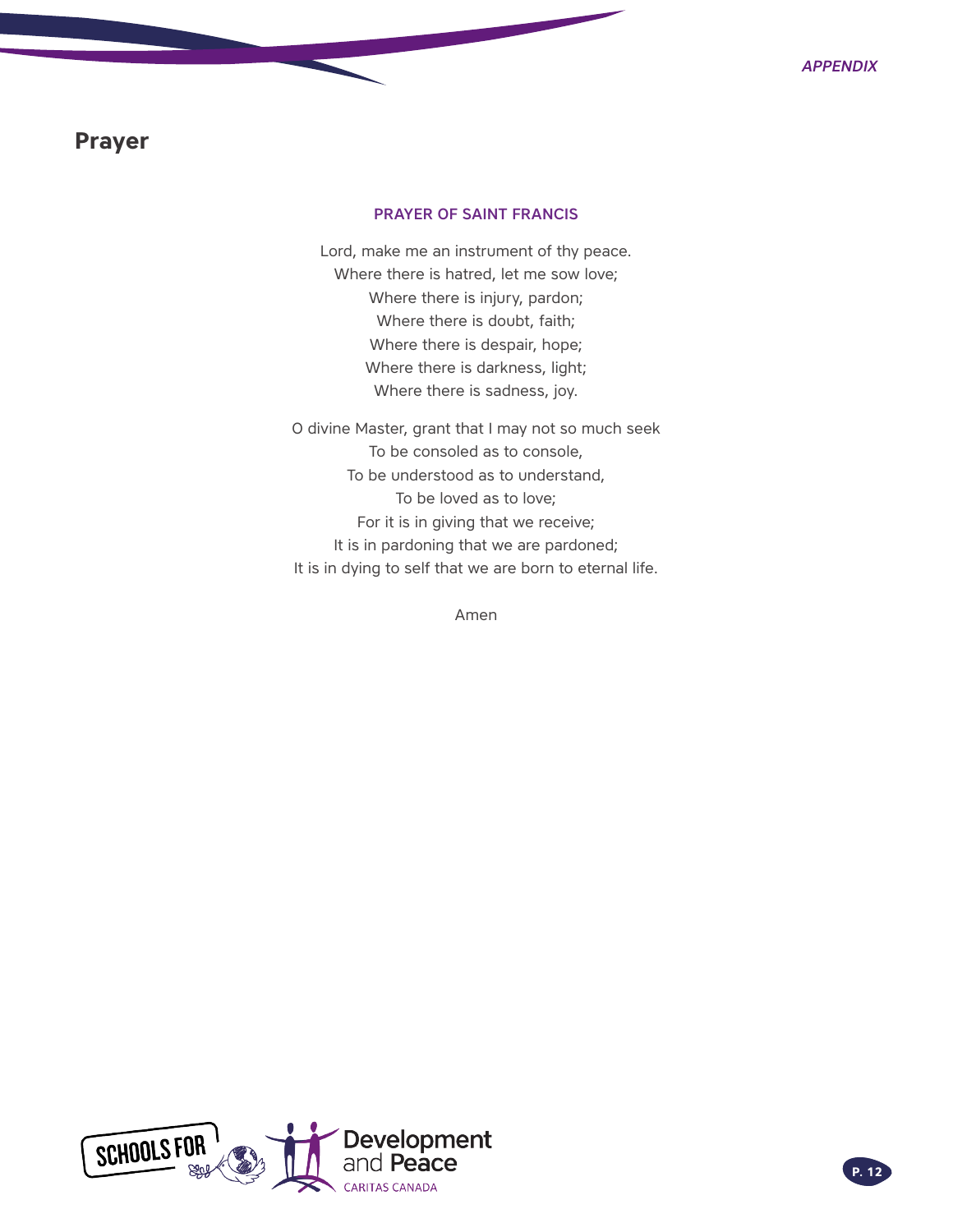## Prayer

### PRAYER OF SAINT FRANCIS

Lord, make me an instrument of thy peace.
Where there is hatred, let me sow love;
Where there is injury, pardon;
Where there is doubt, faith;
Where there is despair, hope;
Where there is darkness, light;
Where there is sadness, joy.

O divine Master, grant that I may not so much seek
To be consoled as to console,
To be understood as to understand,
To be loved as to love;
For it is in giving that we receive;
It is in pardoning that we are pardoned;
It is in dying to self that we are born to eternal life.

Amen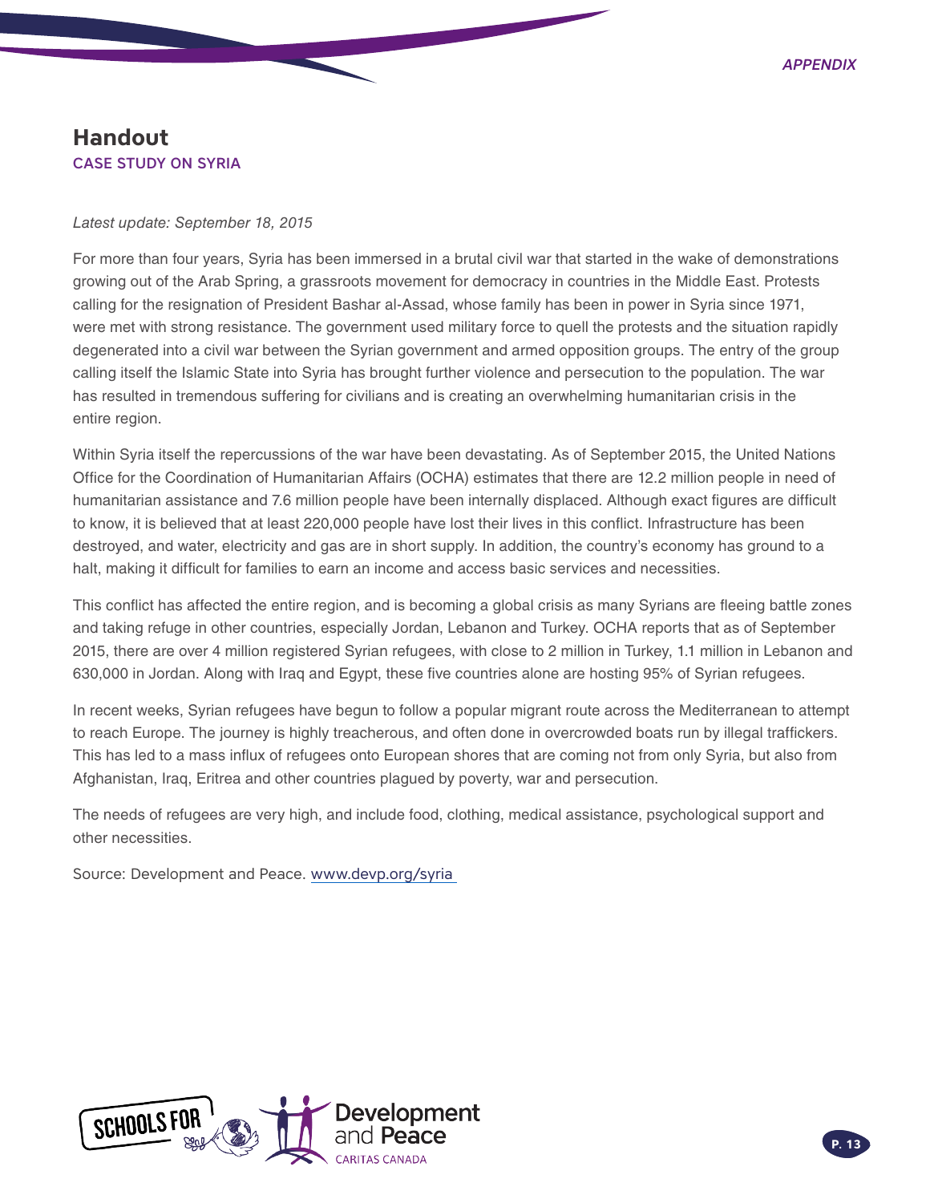# Handout

## CASE STUDY ON SYRIA

*Latest update: September 18, 2015*

For more than four years, Syria has been immersed in a brutal civil war that started in the wake of demonstrations growing out of the Arab Spring, a grassroots movement for democracy in countries in the Middle East. Protests calling for the resignation of President Bashar al-Assad, whose family has been in power in Syria since 1971, were met with strong resistance. The government used military force to quell the protests and the situation rapidly degenerated into a civil war between the Syrian government and armed opposition groups. The entry of the group calling itself the Islamic State into Syria has brought further violence and persecution to the population. The war has resulted in tremendous suffering for civilians and is creating an overwhelming humanitarian crisis in the entire region.

Within Syria itself the repercussions of the war have been devastating. As of September 2015, the United Nations Office for the Coordination of Humanitarian Affairs (OCHA) estimates that there are 12.2 million people in need of humanitarian assistance and 7.6 million people have been internally displaced. Although exact figures are difficult to know, it is believed that at least 220,000 people have lost their lives in this conflict. Infrastructure has been destroyed, and water, electricity and gas are in short supply. In addition, the country's economy has ground to a halt, making it difficult for families to earn an income and access basic services and necessities.

This conflict has affected the entire region, and is becoming a global crisis as many Syrians are fleeing battle zones and taking refuge in other countries, especially Jordan, Lebanon and Turkey. OCHA reports that as of September 2015, there are over 4 million registered Syrian refugees, with close to 2 million in Turkey, 1.1 million in Lebanon and 630,000 in Jordan. Along with Iraq and Egypt, these five countries alone are hosting 95% of Syrian refugees.

In recent weeks, Syrian refugees have begun to follow a popular migrant route across the Mediterranean to attempt to reach Europe. The journey is highly treacherous, and often done in overcrowded boats run by illegal traffickers. This has led to a mass influx of refugees onto European shores that are coming not from only Syria, but also from Afghanistan, Iraq, Eritrea and other countries plagued by poverty, war and persecution.

The needs of refugees are very high, and include food, clothing, medical assistance, psychological support and other necessities.

Source: Development and Peace. www.devp.org/syria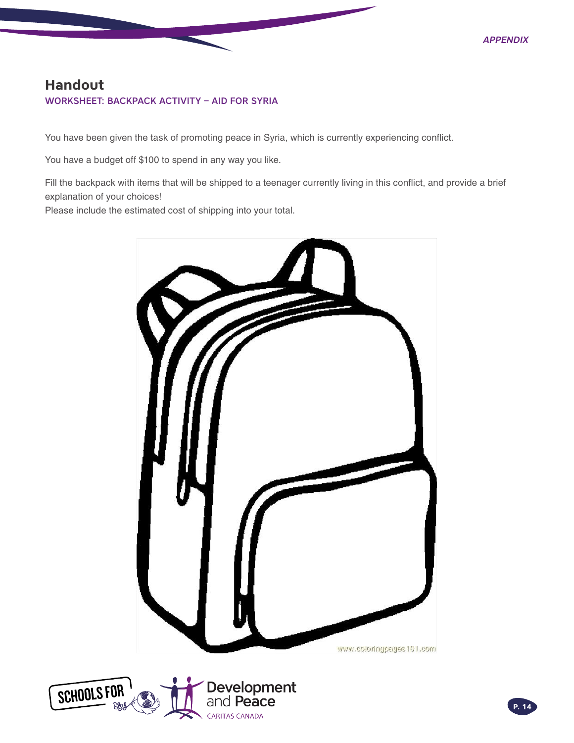## Handout

### WORKSHEET: BACKPACK ACTIVITY – AID FOR SYRIA

You have been given the task of promoting peace in Syria, which is currently experiencing conflict.

You have a budget off $100 to spend in any way you like.

Fill the backpack with items that will be shipped to a teenager currently living in this conflict, and provide a brief explanation of your choices!
Please include the estimated cost of shipping into your total.

www.coloringpages101.com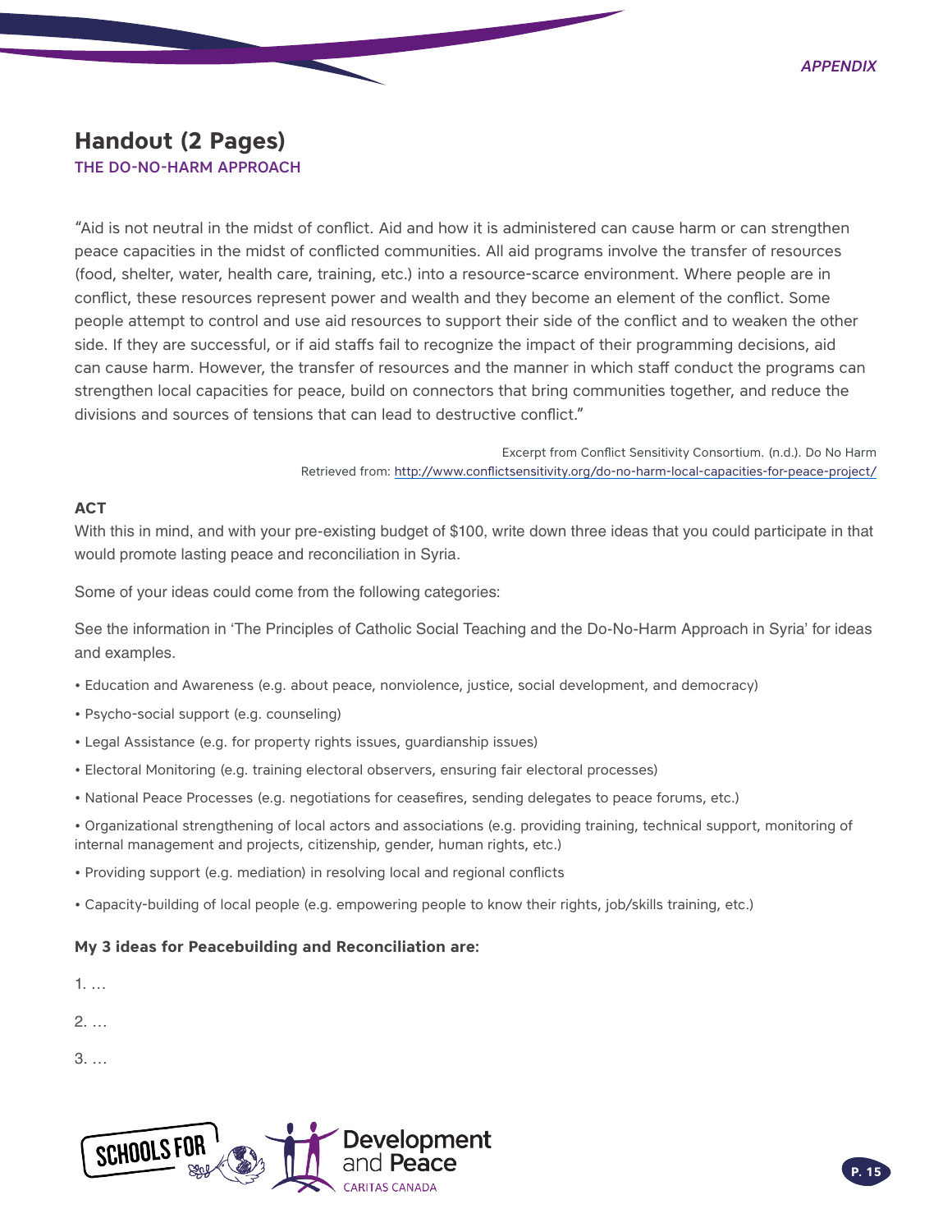## Handout (2 Pages)

### THE DO-NO-HARM APPROACH

“Aid is not neutral in the midst of conflict. Aid and how it is administered can cause harm or can strengthen peace capacities in the midst of conflicted communities. All aid programs involve the transfer of resources (food, shelter, water, health care, training, etc.) into a resource-scarce environment. Where people are in conflict, these resources represent power and wealth and they become an element of the conflict. Some people attempt to control and use aid resources to support their side of the conflict and to weaken the other side. If they are successful, or if aid staffs fail to recognize the impact of their programming decisions, aid can cause harm. However, the transfer of resources and the manner in which staff conduct the programs can strengthen local capacities for peace, build on connectors that bring communities together, and reduce the divisions and sources of tensions that can lead to destructive conflict.”

Excerpt from Conflict Sensitivity Consortium. (n.d.). Do No Harm
Retrieved from: http://www.conflictsensitivity.org/do-no-harm-local-capacities-for-peace-project/

**ACT**

With this in mind, and with your pre-existing budget of $100, write down three ideas that you could participate in that would promote lasting peace and reconciliation in Syria.

Some of your ideas could come from the following categories:

See the information in ‘The Principles of Catholic Social Teaching and the Do-No-Harm Approach in Syria’ for ideas and examples.

- Education and Awareness (e.g. about peace, nonviolence, justice, social development, and democracy)
- Psycho-social support (e.g. counseling)
- Legal Assistance (e.g. for property rights issues, guardianship issues)
- Electoral Monitoring (e.g. training electoral observers, ensuring fair electoral processes)
- National Peace Processes (e.g. negotiations for ceasefires, sending delegates to peace forums, etc.)
- Organizational strengthening of local actors and associations (e.g. providing training, technical support, monitoring of internal management and projects, citizenship, gender, human rights, etc.)
- Providing support (e.g. mediation) in resolving local and regional conflicts
- Capacity-building of local people (e.g. empowering people to know their rights, job/skills training, etc.)

**My 3 ideas for Peacebuilding and Reconciliation are:**

1. …

2. …

3. …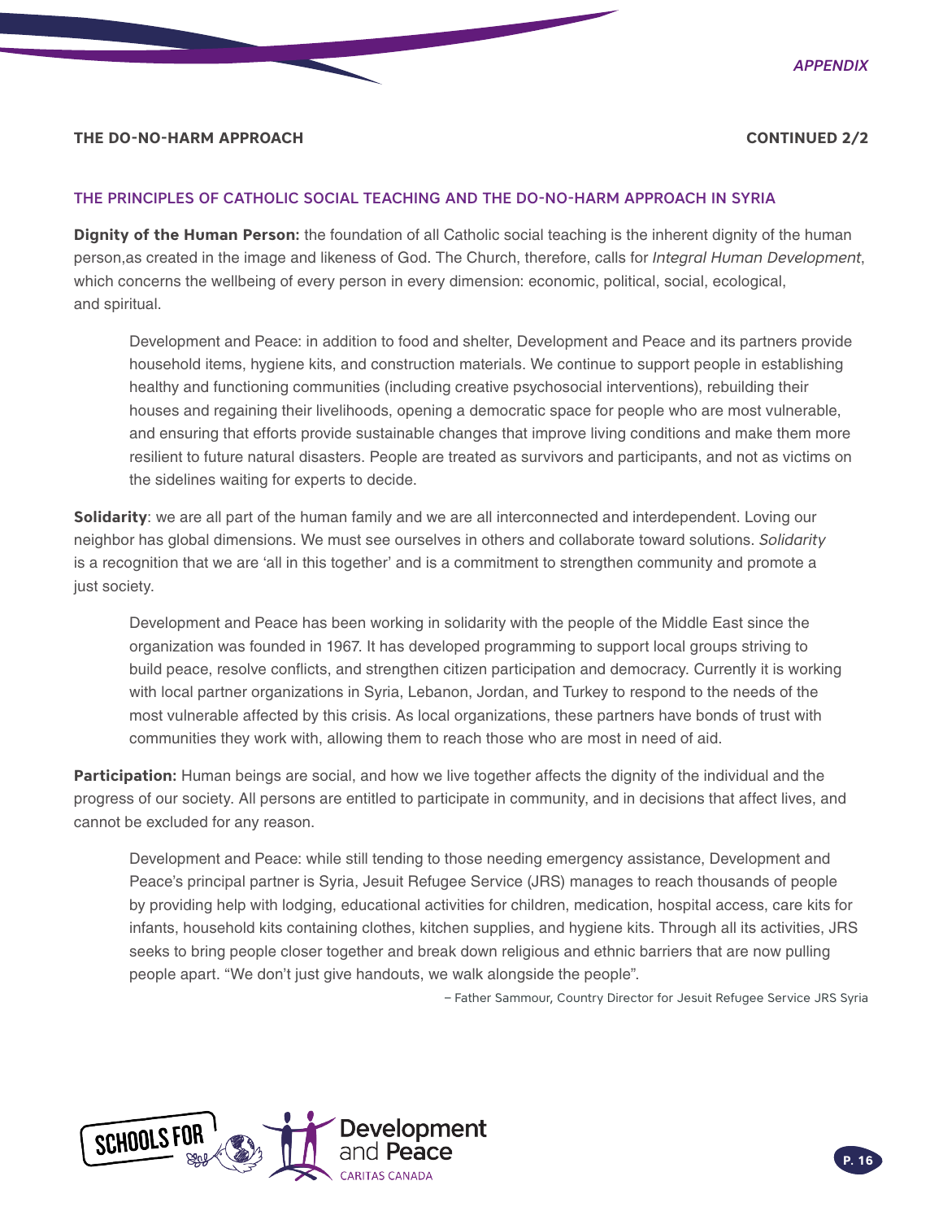## THE DO-NO-HARM APPROACH

CONTINUED 2/2

### THE PRINCIPLES OF CATHOLIC SOCIAL TEACHING AND THE DO-NO-HARM APPROACH IN SYRIA

**Dignity of the Human Person:** the foundation of all Catholic social teaching is the inherent dignity of the human person,as created in the image and likeness of God. The Church, therefore, calls for *Integral Human Development*, which concerns the wellbeing of every person in every dimension: economic, political, social, ecological, and spiritual.

> Development and Peace: in addition to food and shelter, Development and Peace and its partners provide household items, hygiene kits, and construction materials. We continue to support people in establishing healthy and functioning communities (including creative psychosocial interventions), rebuilding their houses and regaining their livelihoods, opening a democratic space for people who are most vulnerable, and ensuring that efforts provide sustainable changes that improve living conditions and make them more resilient to future natural disasters. People are treated as survivors and participants, and not as victims on the sidelines waiting for experts to decide.

**Solidarity**: we are all part of the human family and we are all interconnected and interdependent. Loving our neighbor has global dimensions. We must see ourselves in others and collaborate toward solutions. *Solidarity* is a recognition that we are 'all in this together' and is a commitment to strengthen community and promote a just society.

> Development and Peace has been working in solidarity with the people of the Middle East since the organization was founded in 1967. It has developed programming to support local groups striving to build peace, resolve conflicts, and strengthen citizen participation and democracy. Currently it is working with local partner organizations in Syria, Lebanon, Jordan, and Turkey to respond to the needs of the most vulnerable affected by this crisis. As local organizations, these partners have bonds of trust with communities they work with, allowing them to reach those who are most in need of aid.

**Participation:** Human beings are social, and how we live together affects the dignity of the individual and the progress of our society. All persons are entitled to participate in community, and in decisions that affect lives, and cannot be excluded for any reason.

> Development and Peace: while still tending to those needing emergency assistance, Development and Peace's principal partner is Syria, Jesuit Refugee Service (JRS) manages to reach thousands of people by providing help with lodging, educational activities for children, medication, hospital access, care kits for infants, household kits containing clothes, kitchen supplies, and hygiene kits. Through all its activities, JRS seeks to bring people closer together and break down religious and ethnic barriers that are now pulling people apart. "We don't just give handouts, we walk alongside the people".
>
> – Father Sammour, Country Director for Jesuit Refugee Service JRS Syria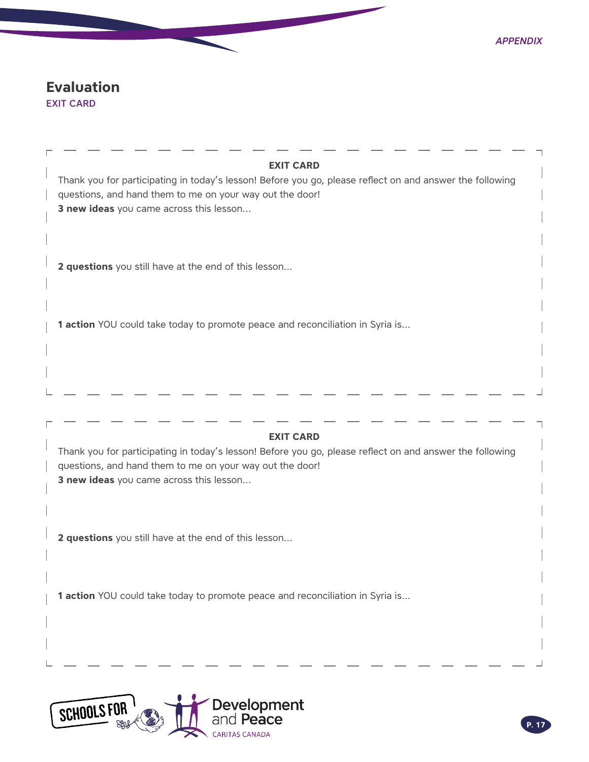## Evaluation

EXIT CARD

**EXIT CARD**

Thank you for participating in today's lesson! Before you go, please reflect on and answer the following questions, and hand them to me on your way out the door!

**3 new ideas** you came across this lesson...

**2 questions** you still have at the end of this lesson...

**1 action** YOU could take today to promote peace and reconciliation in Syria is...

**EXIT CARD**

Thank you for participating in today's lesson! Before you go, please reflect on and answer the following questions, and hand them to me on your way out the door!

**3 new ideas** you came across this lesson...

**2 questions** you still have at the end of this lesson...

**1 action** YOU could take today to promote peace and reconciliation in Syria is...